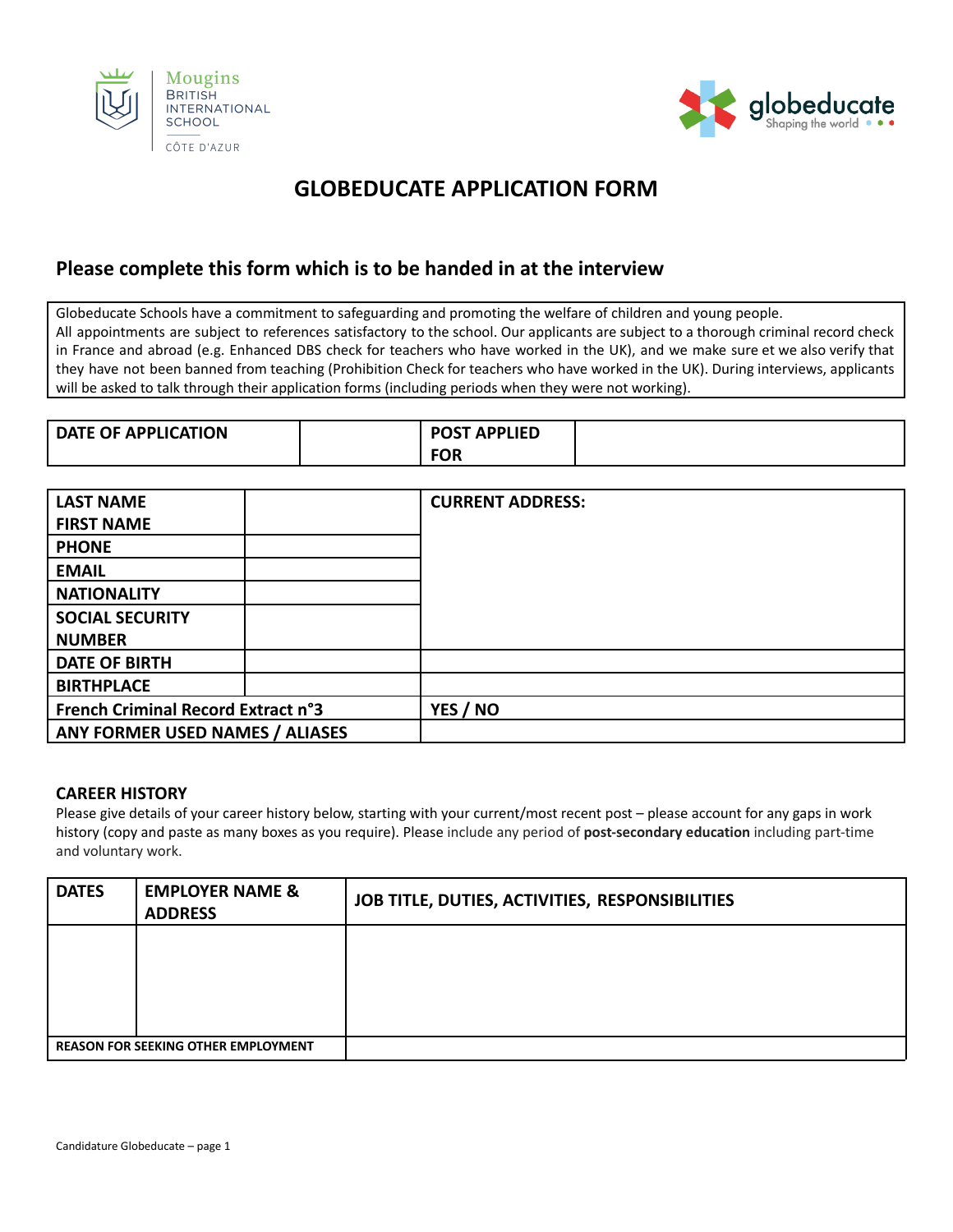Mougins BRITISH INTERNATIONAL SCHOOL CÔTE D'AZUR

globeducate Shaping the world

# GLOBEDUCATE APPLICATION FORM

## Please complete this form which is to be handed in at the interview

Globeducate Schools have a commitment to safeguarding and promoting the welfare of children and young people.
All appointments are subject to references satisfactory to the school. Our applicants are subject to a thorough criminal record check in France and abroad (e.g. Enhanced DBS check for teachers who have worked in the UK), and we make sure et we also verify that they have not been banned from teaching (Prohibition Check for teachers who have worked in the UK). During interviews, applicants will be asked to talk through their application forms (including periods when they were not working).

| DATE OF APPLICATION | | POST APPLIED FOR | |
|---|---|---|---|

| LAST NAME FIRST NAME | | CURRENT ADDRESS: |
|---|---|---|
| PHONE | | |
| EMAIL | | |
| NATIONALITY | | |
| SOCIAL SECURITY NUMBER | | |
| DATE OF BIRTH | | |
| BIRTHPLACE | | |
| French Criminal Record Extract n°3 | | YES / NO |
| ANY FORMER USED NAMES / ALIASES | | |

### CAREER HISTORY

Please give details of your career history below, starting with your current/most recent post – please account for any gaps in work history (copy and paste as many boxes as you require). Please include any period of **post-secondary education** including part-time and voluntary work.

| DATES | EMPLOYER NAME & ADDRESS | JOB TITLE, DUTIES, ACTIVITIES, RESPONSIBILITIES |
|---|---|---|
| | | |
| REASON FOR SEEKING OTHER EMPLOYMENT | | |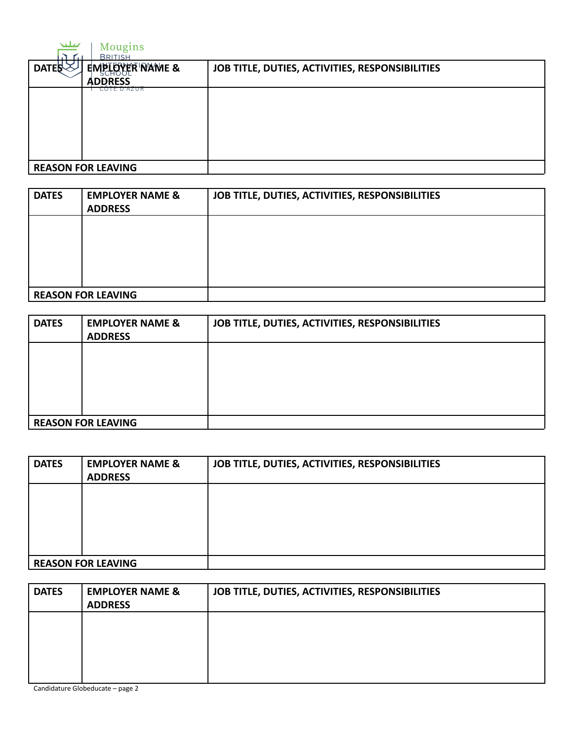| DATES | EMPLOYER NAME & ADDRESS | JOB TITLE, DUTIES, ACTIVITIES, RESPONSIBILITIES |
| --- | --- | --- |
| | | |
| REASON FOR LEAVING | | |

| DATES | EMPLOYER NAME & ADDRESS | JOB TITLE, DUTIES, ACTIVITIES, RESPONSIBILITIES |
| --- | --- | --- |
| | | |
| REASON FOR LEAVING | | |

| DATES | EMPLOYER NAME & ADDRESS | JOB TITLE, DUTIES, ACTIVITIES, RESPONSIBILITIES |
| --- | --- | --- |
| | | |
| REASON FOR LEAVING | | |

| DATES | EMPLOYER NAME & ADDRESS | JOB TITLE, DUTIES, ACTIVITIES, RESPONSIBILITIES |
| --- | --- | --- |
| | | |
| REASON FOR LEAVING | | |

| DATES | EMPLOYER NAME & ADDRESS | JOB TITLE, DUTIES, ACTIVITIES, RESPONSIBILITIES |
| --- | --- | --- |
| | | |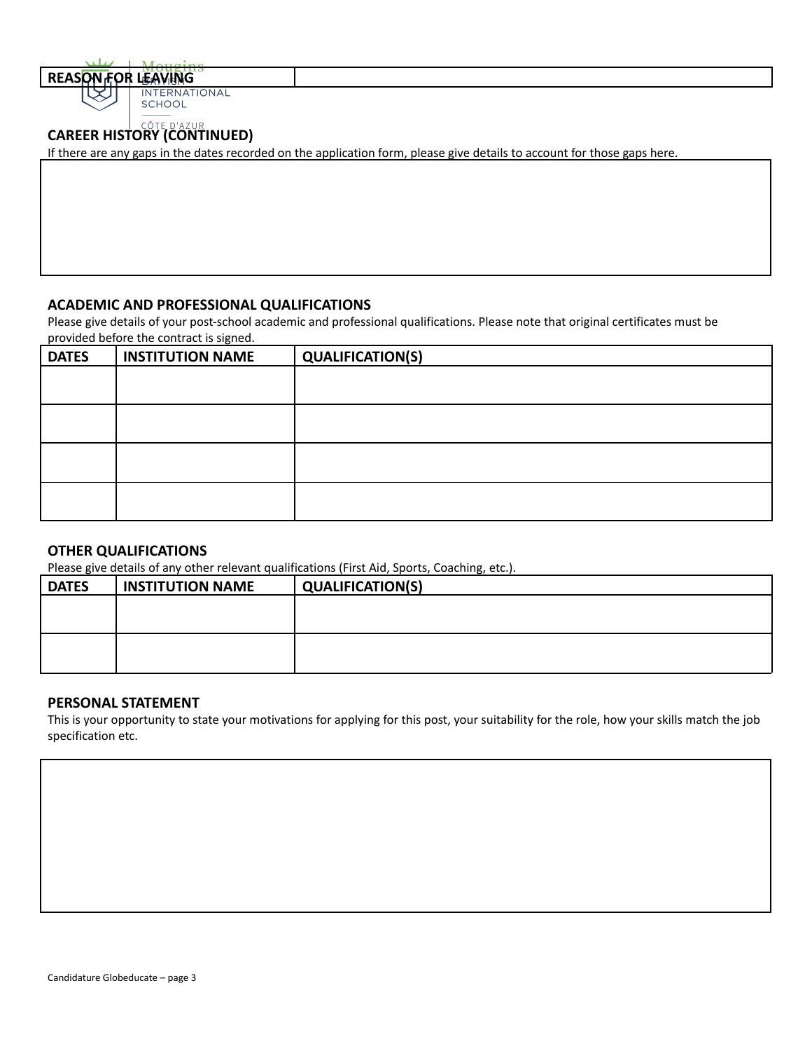| REASON FOR LEAVING | |
|---|---|

## CAREER HISTORY (CONTINUED)

If there are any gaps in the dates recorded on the application form, please give details to account for those gaps here.

| |
|---|
| |

## ACADEMIC AND PROFESSIONAL QUALIFICATIONS

Please give details of your post-school academic and professional qualifications. Please note that original certificates must be provided before the contract is signed.

| DATES | INSTITUTION NAME | QUALIFICATION(S) |
|---|---|---|
| | | |
| | | |
| | | |
| | | |

## OTHER QUALIFICATIONS

Please give details of any other relevant qualifications (First Aid, Sports, Coaching, etc.).

| DATES | INSTITUTION NAME | QUALIFICATION(S) |
|---|---|---|
| | | |
| | | |

## PERSONAL STATEMENT

This is your opportunity to state your motivations for applying for this post, your suitability for the role, how your skills match the job specification etc.

| |
|---|
| |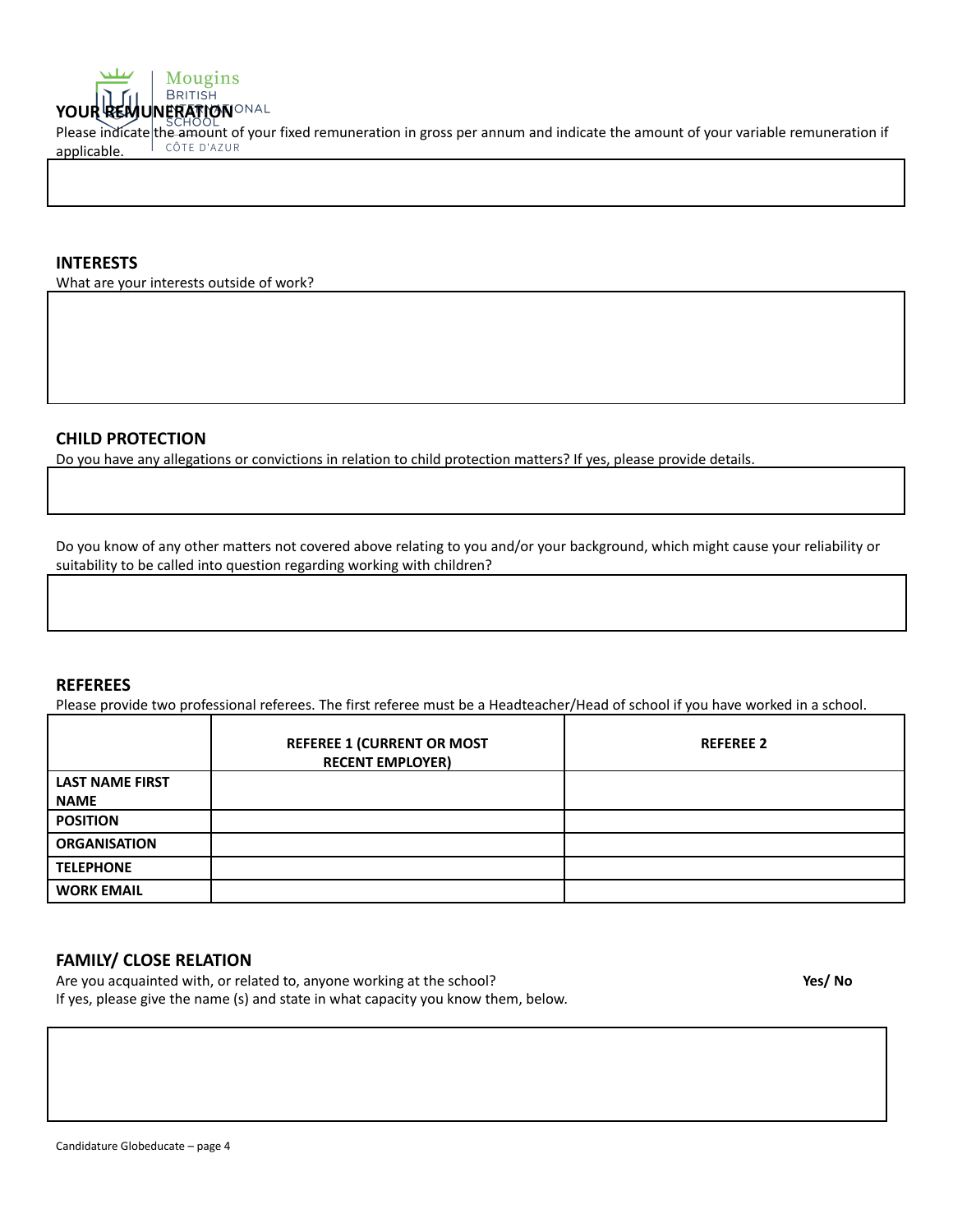## YOUR REMUNERATION

Please indicate the amount of your fixed remuneration in gross per annum and indicate the amount of your variable remuneration if applicable.

## INTERESTS

What are your interests outside of work?

## CHILD PROTECTION

Do you have any allegations or convictions in relation to child protection matters? If yes, please provide details.

Do you know of any other matters not covered above relating to you and/or your background, which might cause your reliability or suitability to be called into question regarding working with children?

## REFEREES

Please provide two professional referees. The first referee must be a Headteacher/Head of school if you have worked in a school.

| | REFEREE 1 (CURRENT OR MOST RECENT EMPLOYER) | REFEREE 2 |
|---|---|---|
| LAST NAME FIRST NAME | | |
| POSITION | | |
| ORGANISATION | | |
| TELEPHONE | | |
| WORK EMAIL | | |

## FAMILY/ CLOSE RELATION

Are you acquainted with, or related to, anyone working at the school? **Yes/ No**

If yes, please give the name (s) and state in what capacity you know them, below.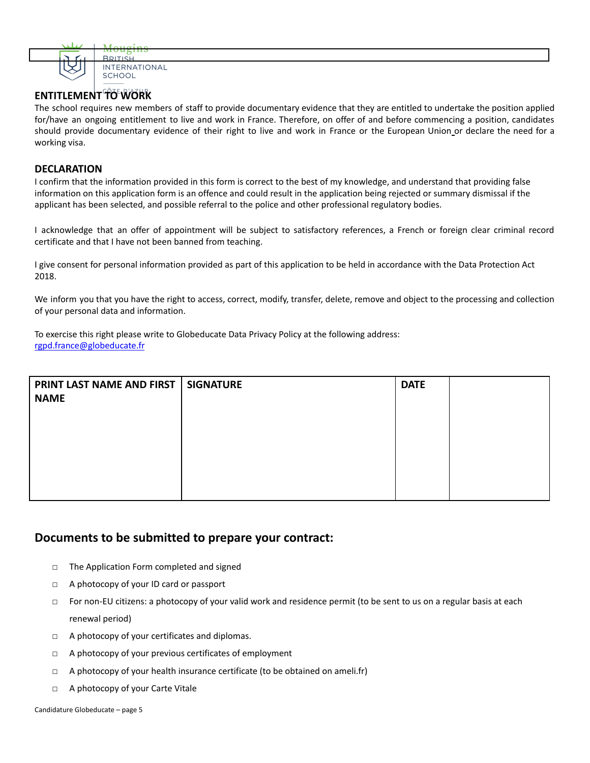## ENTITLEMENT TO WORK

The school requires new members of staff to provide documentary evidence that they are entitled to undertake the position applied for/have an ongoing entitlement to live and work in France. Therefore, on offer of and before commencing a position, candidates should provide documentary evidence of their right to live and work in France or the European Union or declare the need for a working visa.

## DECLARATION

I confirm that the information provided in this form is correct to the best of my knowledge, and understand that providing false information on this application form is an offence and could result in the application being rejected or summary dismissal if the applicant has been selected, and possible referral to the police and other professional regulatory bodies.

I acknowledge that an offer of appointment will be subject to satisfactory references, a French or foreign clear criminal record certificate and that I have not been banned from teaching.

I give consent for personal information provided as part of this application to be held in accordance with the Data Protection Act 2018.

We inform you that you have the right to access, correct, modify, transfer, delete, remove and object to the processing and collection of your personal data and information.

To exercise this right please write to Globeducate Data Privacy Policy at the following address:
rgpd.france@globeducate.fr

| **PRINT LAST NAME AND FIRST NAME** | **SIGNATURE** | **DATE** | |
|---|---|---|---|
| | | | |

## Documents to be submitted to prepare your contract:

- □ The Application Form completed and signed
- □ A photocopy of your ID card or passport
- □ For non-EU citizens: a photocopy of your valid work and residence permit (to be sent to us on a regular basis at each renewal period)
- □ A photocopy of your certificates and diplomas.
- □ A photocopy of your previous certificates of employment
- □ A photocopy of your health insurance certificate (to be obtained on ameli.fr)
- □ A photocopy of your Carte Vitale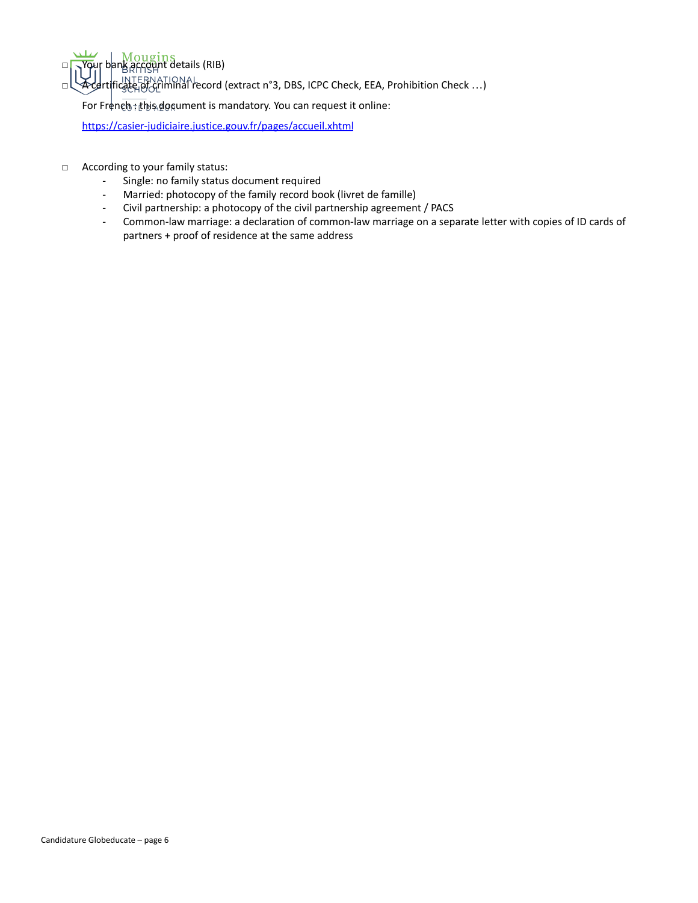- ☐ Your bank account details (RIB)
- ☐ A certificate of criminal record (extract n°3, DBS, ICPC Check, EEA, Prohibition Check …)

  For French : this document is mandatory. You can request it online:

  https://casier-judiciaire.justice.gouv.fr/pages/accueil.xhtml

- ☐ According to your family status:
  - Single: no family status document required
  - Married: photocopy of the family record book (livret de famille)
  - Civil partnership: a photocopy of the civil partnership agreement / PACS
  - Common-law marriage: a declaration of common-law marriage on a separate letter with copies of ID cards of partners + proof of residence at the same address